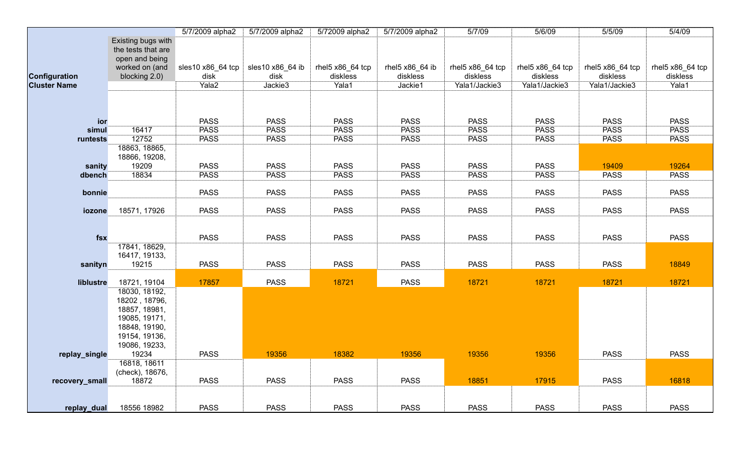| | | 5/7/2009 alpha2 | 5/7/2009 alpha2 | 5/72009 alpha2 | 5/7/2009 alpha2 | 5/7/09 | 5/6/09 | 5/5/09 | 5/4/09 |
|---|---|---|---|---|---|---|---|---|---|
| **Configuration** | Existing bugs with the tests that are open and being worked on (and blocking 2.0) | sles10 x86_64 tcp disk | sles10 x86_64 ib disk | rhel5 x86_64 tcp diskless | rhel5 x86_64 ib diskless | rhel5 x86_64 tcp diskless | rhel5 x86_64 tcp diskless | rhel5 x86_64 tcp diskless | rhel5 x86_64 tcp diskless |
| **Cluster Name** | | Yala2 | Jackie3 | Yala1 | Jackie1 | Yala1/Jackie3 | Yala1/Jackie3 | Yala1/Jackie3 | Yala1 |
| **ior** | | PASS | PASS | PASS | PASS | PASS | PASS | PASS | PASS |
| **simul** | 16417 | PASS | PASS | PASS | PASS | PASS | PASS | PASS | PASS |
| **runtests** | 12752 | PASS | PASS | PASS | PASS | PASS | PASS | PASS | PASS |
| **sanity** | 18863, 18865, 18866, 19208, 19209 | PASS | PASS | PASS | PASS | PASS | PASS | 19409 | 19264 |
| **dbench** | 18834 | PASS | PASS | PASS | PASS | PASS | PASS | PASS | PASS |
| **bonnie** | | PASS | PASS | PASS | PASS | PASS | PASS | PASS | PASS |
| **iozone** | 18571, 17926 | PASS | PASS | PASS | PASS | PASS | PASS | PASS | PASS |
| **fsx** | | PASS | PASS | PASS | PASS | PASS | PASS | PASS | PASS |
| **sanityn** | 17841, 18629, 16417, 19133, 19215 | PASS | PASS | PASS | PASS | PASS | PASS | PASS | 18849 |
| **liblustre** | 18721, 19104 | 17857 | PASS | 18721 | PASS | 18721 | 18721 | 18721 | 18721 |
| **replay_single** | 18030, 18192, 18202 , 18796, 18857, 18981, 19085, 19171, 18848, 19190, 19154, 19136, 19086, 19233, 19234 | PASS | 19356 | 18382 | 19356 | 19356 | 19356 | PASS | PASS |
| **recovery_small** | 16818, 18611 (check), 18676, 18872 | PASS | PASS | PASS | PASS | 18851 | 17915 | PASS | 16818 |
| **replay_dual** | 18556 18982 | PASS | PASS | PASS | PASS | PASS | PASS | PASS | PASS |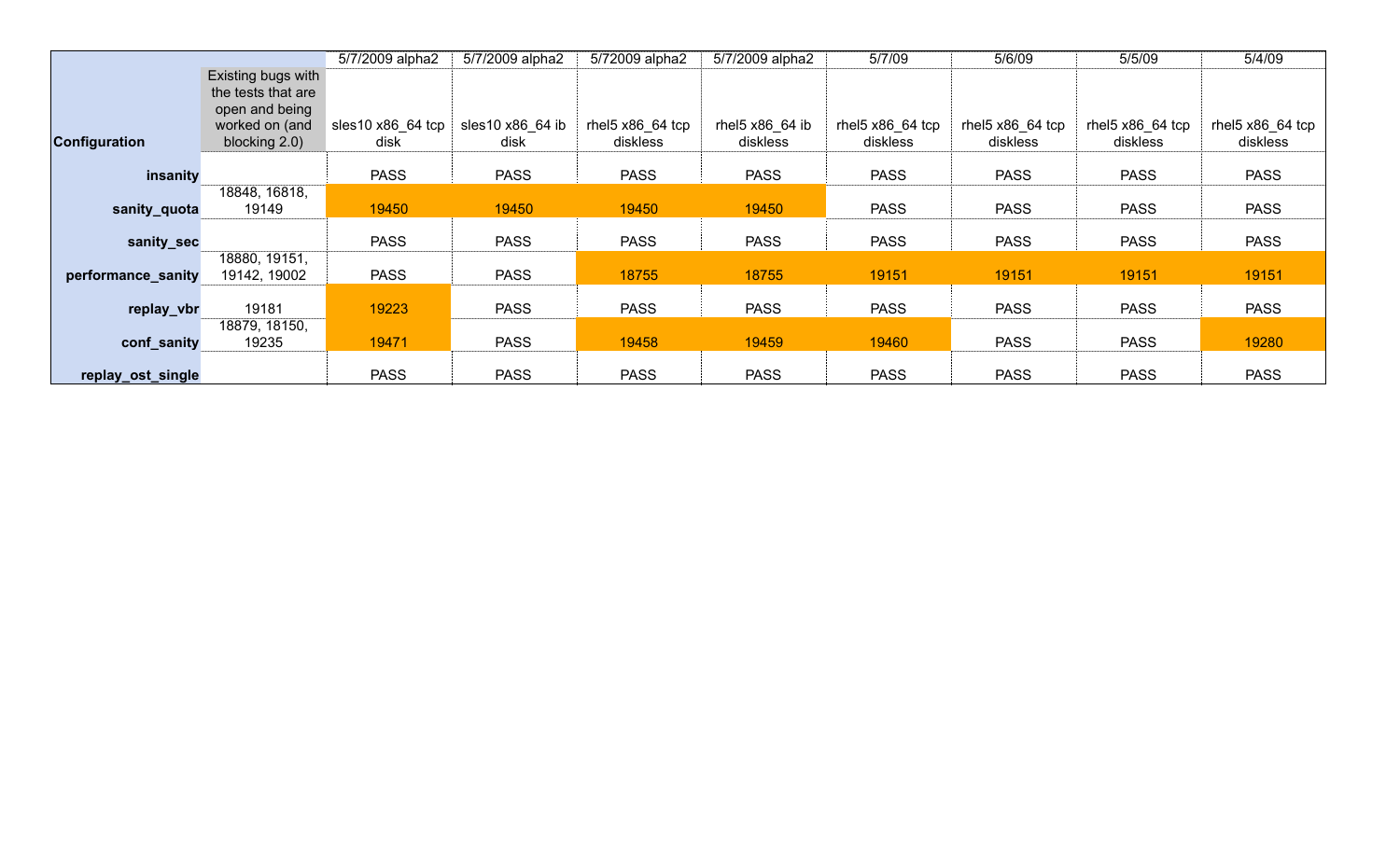| Configuration | Existing bugs with the tests that are open and being worked on (and blocking 2.0) | 5/7/2009 alpha2<br>sles10 x86_64 tcp disk | 5/7/2009 alpha2<br>sles10 x86_64 ib disk | 5/72009 alpha2<br>rhel5 x86_64 tcp diskless | 5/7/2009 alpha2<br>rhel5 x86_64 ib diskless | 5/7/09<br>rhel5 x86_64 tcp diskless | 5/6/09<br>rhel5 x86_64 tcp diskless | 5/5/09<br>rhel5 x86_64 tcp diskless | 5/4/09<br>rhel5 x86_64 tcp diskless |
|---|---|---|---|---|---|---|---|---|---|
| **insanity** | | PASS | PASS | PASS | PASS | PASS | PASS | PASS | PASS |
| **sanity_quota** | 18848, 16818, 19149 | 19450 | 19450 | 19450 | 19450 | PASS | PASS | PASS | PASS |
| **sanity_sec** | | PASS | PASS | PASS | PASS | PASS | PASS | PASS | PASS |
| **performance_sanity** | 18880, 19151, 19142, 19002 | PASS | PASS | 18755 | 18755 | 19151 | 19151 | 19151 | 19151 |
| **replay_vbr** | 19181 | 19223 | PASS | PASS | PASS | PASS | PASS | PASS | PASS |
| **conf_sanity** | 18879, 18150, 19235 | 19471 | PASS | 19458 | 19459 | 19460 | PASS | PASS | 19280 |
| **replay_ost_single** | | PASS | PASS | PASS | PASS | PASS | PASS | PASS | PASS |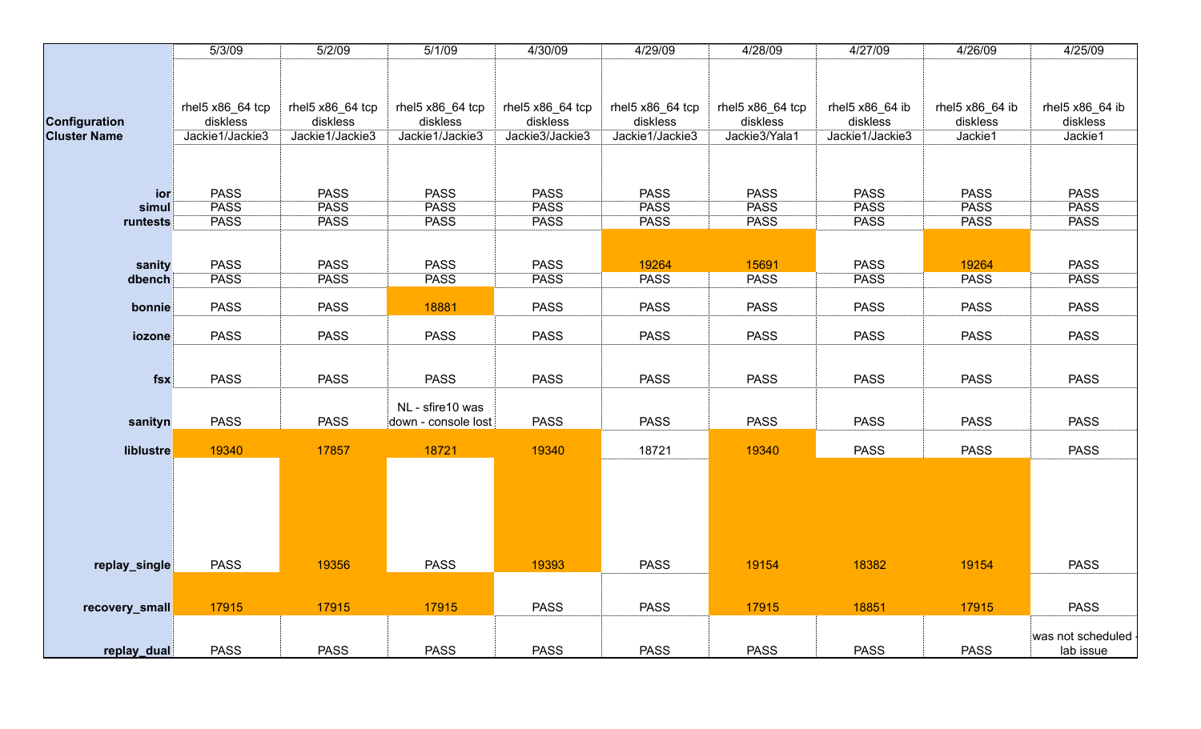| | 5/3/09 | 5/2/09 | 5/1/09 | 4/30/09 | 4/29/09 | 4/28/09 | 4/27/09 | 4/26/09 | 4/25/09 |
|---|---|---|---|---|---|---|---|---|---|
| **Configuration** | rhel5 x86_64 tcp diskless | rhel5 x86_64 tcp diskless | rhel5 x86_64 tcp diskless | rhel5 x86_64 tcp diskless | rhel5 x86_64 tcp diskless | rhel5 x86_64 tcp diskless | rhel5 x86_64 ib diskless | rhel5 x86_64 ib diskless | rhel5 x86_64 ib diskless |
| **Cluster Name** | Jackie1/Jackie3 | Jackie1/Jackie3 | Jackie1/Jackie3 | Jackie3/Jackie3 | Jackie1/Jackie3 | Jackie3/Yala1 | Jackie1/Jackie3 | Jackie1 | Jackie1 |
| **ior** | PASS | PASS | PASS | PASS | PASS | PASS | PASS | PASS | PASS |
| **simul** | PASS | PASS | PASS | PASS | PASS | PASS | PASS | PASS | PASS |
| **runtests** | PASS | PASS | PASS | PASS | PASS | PASS | PASS | PASS | PASS |
| **sanity** | PASS | PASS | PASS | PASS | 19264 | 15691 | PASS | 19264 | PASS |
| **dbench** | PASS | PASS | PASS | PASS | PASS | PASS | PASS | PASS | PASS |
| **bonnie** | PASS | PASS | 18881 | PASS | PASS | PASS | PASS | PASS | PASS |
| **iozone** | PASS | PASS | PASS | PASS | PASS | PASS | PASS | PASS | PASS |
| **fsx** | PASS | PASS | PASS | PASS | PASS | PASS | PASS | PASS | PASS |
| **sanityn** | PASS | PASS | NL - sfire10 was down - console lost | PASS | PASS | PASS | PASS | PASS | PASS |
| **liblustre** | 19340 | 17857 | 18721 | 19340 | 18721 | 19340 | PASS | PASS | PASS |
| **replay_single** | PASS | 19356 | PASS | 19393 | PASS | 19154 | 18382 | 19154 | PASS |
| **recovery_small** | 17915 | 17915 | 17915 | PASS | PASS | 17915 | 18851 | 17915 | PASS |
| **replay_dual** | PASS | PASS | PASS | PASS | PASS | PASS | PASS | PASS | was not scheduled - lab issue |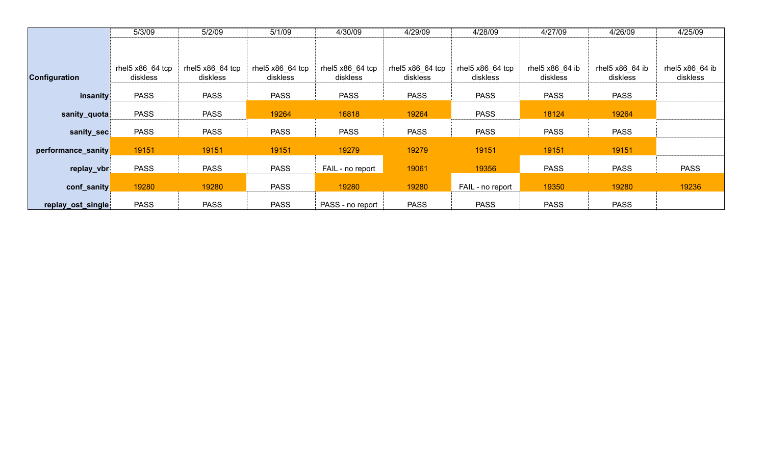| | 5/3/09 | 5/2/09 | 5/1/09 | 4/30/09 | 4/29/09 | 4/28/09 | 4/27/09 | 4/26/09 | 4/25/09 |
|---|---|---|---|---|---|---|---|---|---|
| **Configuration** | rhel5 x86_64 tcp diskless | rhel5 x86_64 tcp diskless | rhel5 x86_64 tcp diskless | rhel5 x86_64 tcp diskless | rhel5 x86_64 tcp diskless | rhel5 x86_64 tcp diskless | rhel5 x86_64 ib diskless | rhel5 x86_64 ib diskless | rhel5 x86_64 ib diskless |
| **insanity** | PASS | PASS | PASS | PASS | PASS | PASS | PASS | PASS | |
| **sanity_quota** | PASS | PASS | 19264 | 16818 | 19264 | PASS | 18124 | 19264 | |
| **sanity_sec** | PASS | PASS | PASS | PASS | PASS | PASS | PASS | PASS | |
| **performance_sanity** | 19151 | 19151 | 19151 | 19279 | 19279 | 19151 | 19151 | 19151 | |
| **replay_vbr** | PASS | PASS | PASS | FAIL - no report | 19061 | 19356 | PASS | PASS | PASS |
| **conf_sanity** | 19280 | 19280 | PASS | 19280 | 19280 | FAIL - no report | 19350 | 19280 | 19236 |
| **replay_ost_single** | PASS | PASS | PASS | PASS - no report | PASS | PASS | PASS | PASS | |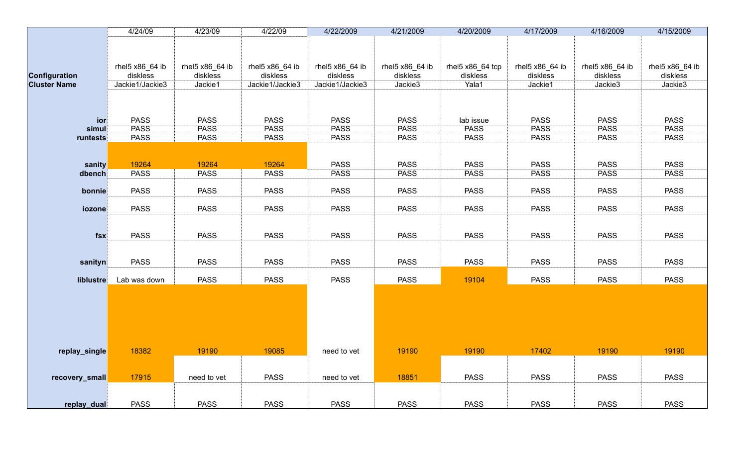| Configuration / Cluster Name | 4/24/09 | 4/23/09 | 4/22/09 | 4/22/2009 | 4/21/2009 | 4/20/2009 | 4/17/2009 | 4/16/2009 | 4/15/2009 |
|---|---|---|---|---|---|---|---|---|---|
| Configuration | rhel5 x86_64 ib diskless | rhel5 x86_64 ib diskless | rhel5 x86_64 ib diskless | rhel5 x86_64 ib diskless | rhel5 x86_64 ib diskless | rhel5 x86_64 tcp diskless | rhel5 x86_64 ib diskless | rhel5 x86_64 ib diskless | rhel5 x86_64 ib diskless |
| Cluster Name | Jackie1/Jackie3 | Jackie1 | Jackie1/Jackie3 | Jackie1/Jackie3 | Jackie3 | Yala1 | Jackie1 | Jackie3 | Jackie3 |
| ior | PASS | PASS | PASS | PASS | PASS | lab issue | PASS | PASS | PASS |
| simul | PASS | PASS | PASS | PASS | PASS | PASS | PASS | PASS | PASS |
| runtests | PASS | PASS | PASS | PASS | PASS | PASS | PASS | PASS | PASS |
| sanity | 19264 | 19264 | 19264 | PASS | PASS | PASS | PASS | PASS | PASS |
| dbench | PASS | PASS | PASS | PASS | PASS | PASS | PASS | PASS | PASS |
| bonnie | PASS | PASS | PASS | PASS | PASS | PASS | PASS | PASS | PASS |
| iozone | PASS | PASS | PASS | PASS | PASS | PASS | PASS | PASS | PASS |
| fsx | PASS | PASS | PASS | PASS | PASS | PASS | PASS | PASS | PASS |
| sanityn | PASS | PASS | PASS | PASS | PASS | PASS | PASS | PASS | PASS |
| liblustre | Lab was down | PASS | PASS | PASS | PASS | 19104 | PASS | PASS | PASS |
| replay_single | 18382 | 19190 | 19085 | need to vet | 19190 | 19190 | 17402 | 19190 | 19190 |
| recovery_small | 17915 | need to vet | PASS | need to vet | 18851 | PASS | PASS | PASS | PASS |
| replay_dual | PASS | PASS | PASS | PASS | PASS | PASS | PASS | PASS | PASS |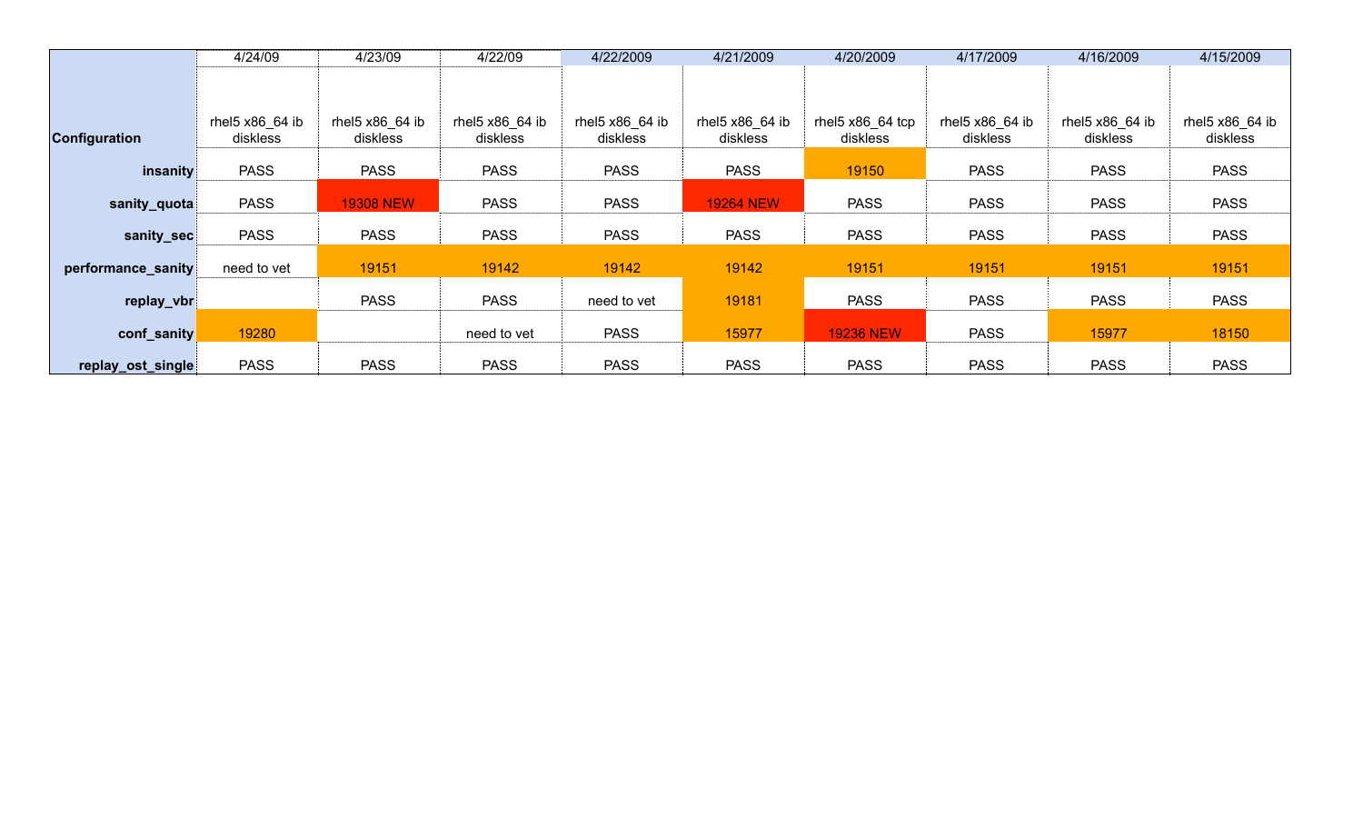| | 4/24/09 | 4/23/09 | 4/22/09 | 4/22/2009 | 4/21/2009 | 4/20/2009 | 4/17/2009 | 4/16/2009 | 4/15/2009 |
|---|---|---|---|---|---|---|---|---|---|
| **Configuration** | rhel5 x86_64 ib diskless | rhel5 x86_64 ib diskless | rhel5 x86_64 ib diskless | rhel5 x86_64 ib diskless | rhel5 x86_64 ib diskless | rhel5 x86_64 tcp diskless | rhel5 x86_64 ib diskless | rhel5 x86_64 ib diskless | rhel5 x86_64 ib diskless |
| **insanity** | PASS | PASS | PASS | PASS | PASS | 19150 | PASS | PASS | PASS |
| **sanity_quota** | PASS | 19308 NEW | PASS | PASS | 19264 NEW | PASS | PASS | PASS | PASS |
| **sanity_sec** | PASS | PASS | PASS | PASS | PASS | PASS | PASS | PASS | PASS |
| **performance_sanity** | need to vet | 19151 | 19142 | 19142 | 19142 | 19151 | 19151 | 19151 | 19151 |
| **replay_vbr** | | PASS | PASS | need to vet | 19181 | PASS | PASS | PASS | PASS |
| **conf_sanity** | 19280 | | need to vet | PASS | 15977 | 19236 NEW | PASS | 15977 | 18150 |
| **replay_ost_single** | PASS | PASS | PASS | PASS | PASS | PASS | PASS | PASS | PASS |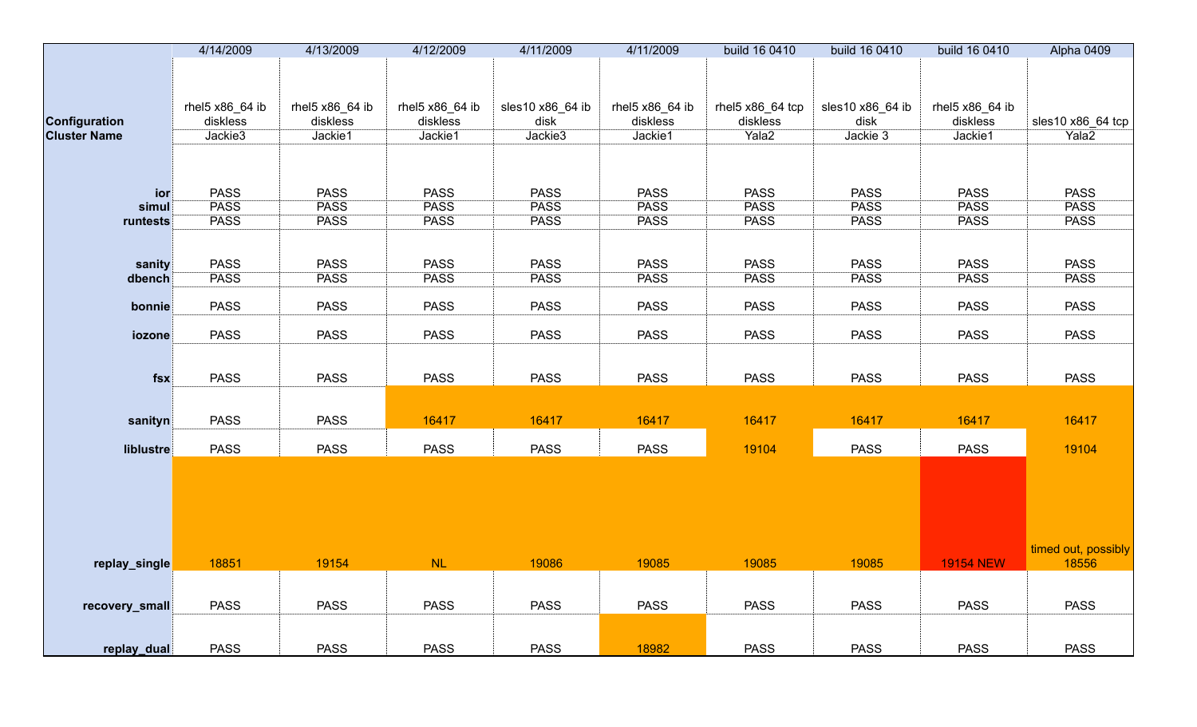| | 4/14/2009 | 4/13/2009 | 4/12/2009 | 4/11/2009 | 4/11/2009 | build 16 0410 | build 16 0410 | build 16 0410 | Alpha 0409 |
|---|---|---|---|---|---|---|---|---|---|
| **Configuration** | rhel5 x86_64 ib diskless | rhel5 x86_64 ib diskless | rhel5 x86_64 ib diskless | sles10 x86_64 ib disk | rhel5 x86_64 ib diskless | rhel5 x86_64 tcp diskless | sles10 x86_64 ib disk | rhel5 x86_64 ib diskless | sles10 x86_64 tcp |
| **Cluster Name** | Jackie3 | Jackie1 | Jackie1 | Jackie3 | Jackie1 | Yala2 | Jackie 3 | Jackie1 | Yala2 |
| **ior** | PASS | PASS | PASS | PASS | PASS | PASS | PASS | PASS | PASS |
| **simul** | PASS | PASS | PASS | PASS | PASS | PASS | PASS | PASS | PASS |
| **runtests** | PASS | PASS | PASS | PASS | PASS | PASS | PASS | PASS | PASS |
| **sanity** | PASS | PASS | PASS | PASS | PASS | PASS | PASS | PASS | PASS |
| **dbench** | PASS | PASS | PASS | PASS | PASS | PASS | PASS | PASS | PASS |
| **bonnie** | PASS | PASS | PASS | PASS | PASS | PASS | PASS | PASS | PASS |
| **iozone** | PASS | PASS | PASS | PASS | PASS | PASS | PASS | PASS | PASS |
| **fsx** | PASS | PASS | PASS | PASS | PASS | PASS | PASS | PASS | PASS |
| **sanityn** | PASS | PASS | 16417 | 16417 | 16417 | 16417 | 16417 | 16417 | 16417 |
| **liblustre** | PASS | PASS | PASS | PASS | PASS | 19104 | PASS | PASS | 19104 |
| **replay_single** | 18851 | 19154 | NL | 19086 | 19085 | 19085 | 19085 | 19154 NEW | timed out, possibly 18556 |
| **recovery_small** | PASS | PASS | PASS | PASS | PASS | PASS | PASS | PASS | PASS |
| **replay_dual** | PASS | PASS | PASS | PASS | 18982 | PASS | PASS | PASS | PASS |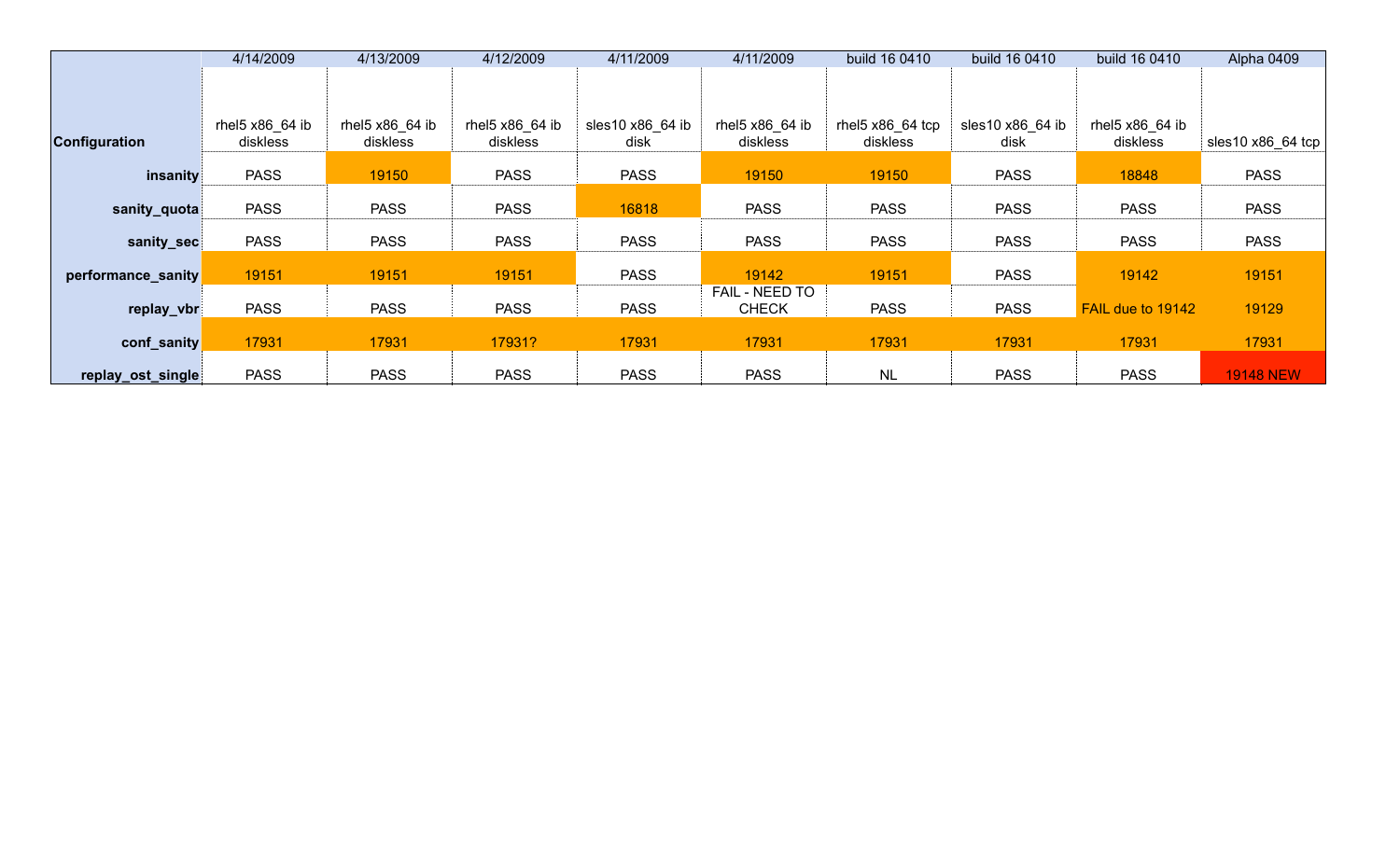| | 4/14/2009 | 4/13/2009 | 4/12/2009 | 4/11/2009 | 4/11/2009 | build 16 0410 | build 16 0410 | build 16 0410 | Alpha 0409 |
|---|---|---|---|---|---|---|---|---|---|
| **Configuration** | rhel5 x86_64 ib diskless | rhel5 x86_64 ib diskless | rhel5 x86_64 ib diskless | sles10 x86_64 ib disk | rhel5 x86_64 ib diskless | rhel5 x86_64 tcp diskless | sles10 x86_64 ib disk | rhel5 x86_64 ib diskless | sles10 x86_64 tcp |
| **insanity** | PASS | 19150 | PASS | PASS | 19150 | 19150 | PASS | 18848 | PASS |
| **sanity_quota** | PASS | PASS | PASS | 16818 | PASS | PASS | PASS | PASS | PASS |
| **sanity_sec** | PASS | PASS | PASS | PASS | PASS | PASS | PASS | PASS | PASS |
| **performance_sanity** | 19151 | 19151 | 19151 | PASS | 19142 | 19151 | PASS | 19142 | 19151 |
| **replay_vbr** | PASS | PASS | PASS | PASS | FAIL - NEED TO CHECK | PASS | PASS | FAIL due to 19142 | 19129 |
| **conf_sanity** | 17931 | 17931 | 17931? | 17931 | 17931 | 17931 | 17931 | 17931 | 17931 |
| **replay_ost_single** | PASS | PASS | PASS | PASS | PASS | NL | PASS | PASS | 19148 NEW |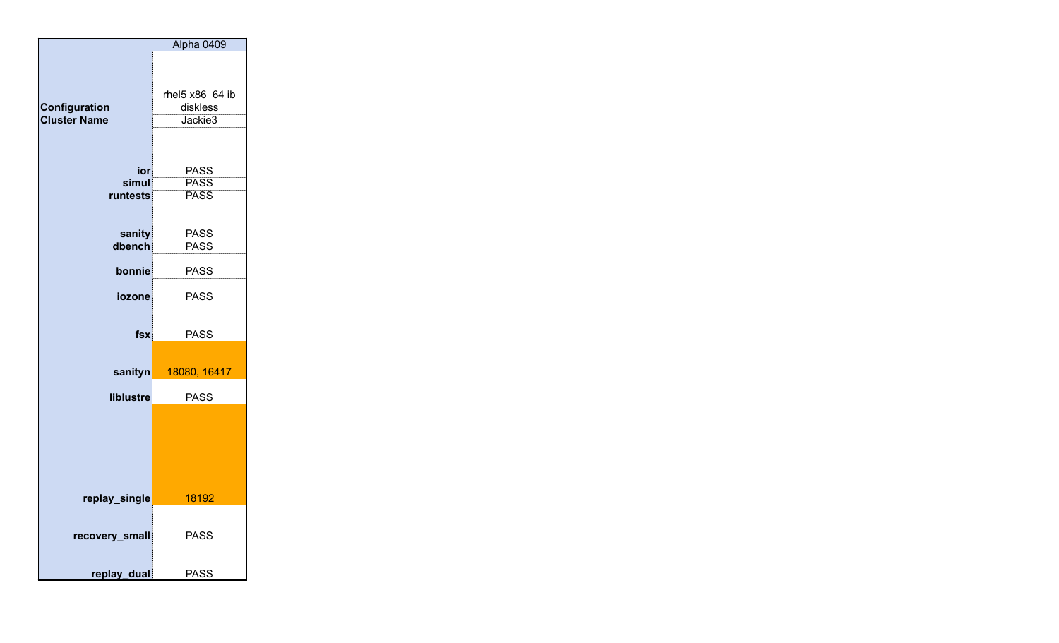| | Alpha 0409 |
|---|---|
| Configuration | rhel5 x86_64 ib diskless |
| Cluster Name | Jackie3 |
| ior | PASS |
| simul | PASS |
| runtests | PASS |
| sanity | PASS |
| dbench | PASS |
| bonnie | PASS |
| iozone | PASS |
| fsx | PASS |
| sanityn | 18080, 16417 |
| liblustre | PASS |
| replay_single | 18192 |
| recovery_small | PASS |
| replay_dual | PASS |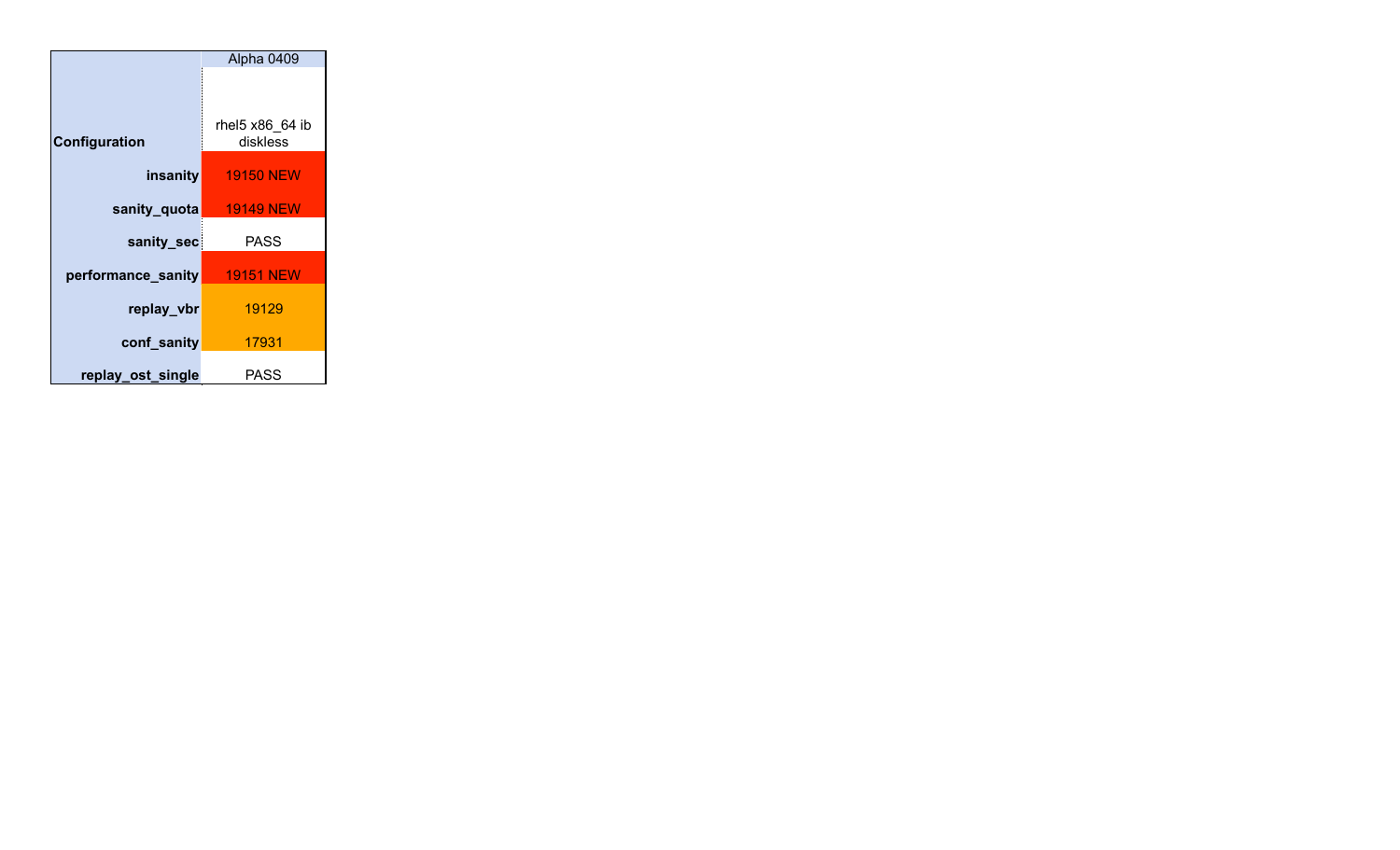| | Alpha 0409 |
|---|---|
| **Configuration** | rhel5 x86_64 ib diskless |
| **insanity** | 19150 NEW |
| **sanity_quota** | 19149 NEW |
| **sanity_sec** | PASS |
| **performance_sanity** | 19151 NEW |
| **replay_vbr** | 19129 |
| **conf_sanity** | 17931 |
| **replay_ost_single** | PASS |